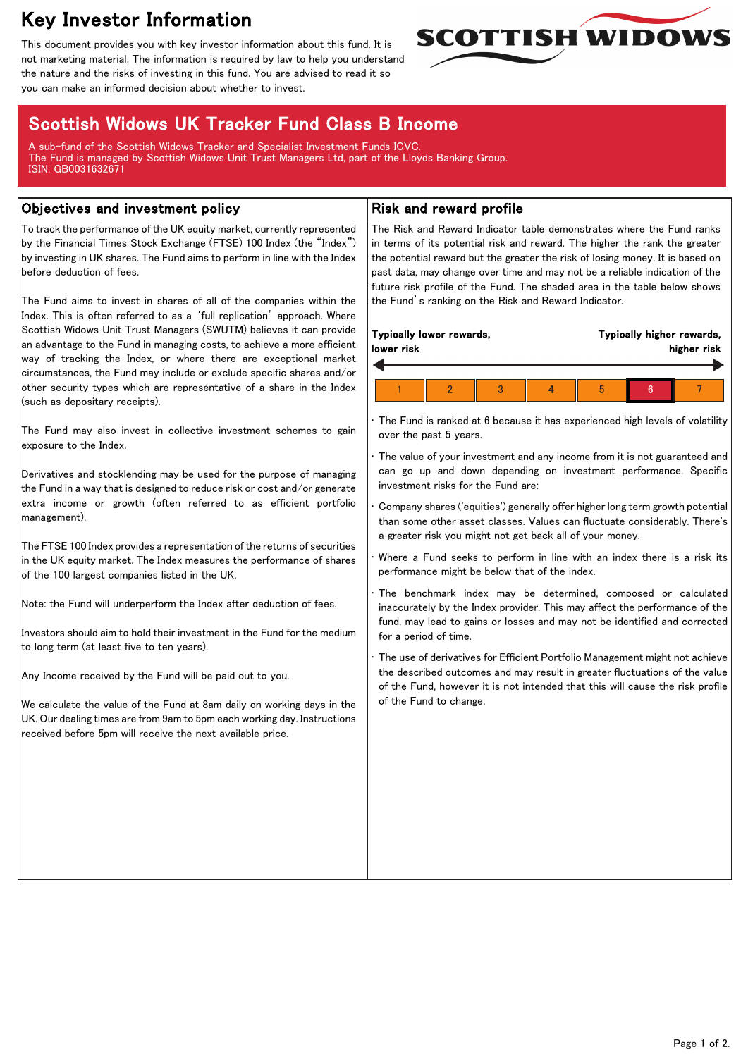# Key Investor Information

This document provides you with key investor information about this fund. It is not marketing material. The information is required by law to help you understand the nature and the risks of investing in this fund. You are advised to read it so you can make an informed decision about whether to invest.

SCOTTISH WIDOWS

## Scottish Widows UK Tracker Fund Class B Income

A sub-fund of the Scottish Widows Tracker and Specialist Investment Funds ICVC.
The Fund is managed by Scottish Widows Unit Trust Managers Ltd, part of the Lloyds Banking Group.
ISIN: GB0031632671

## Objectives and investment policy

To track the performance of the UK equity market, currently represented by the Financial Times Stock Exchange (FTSE) 100 Index (the "Index") by investing in UK shares. The Fund aims to perform in line with the Index before deduction of fees.

The Fund aims to invest in shares of all of the companies within the Index. This is often referred to as a 'full replication' approach. Where Scottish Widows Unit Trust Managers (SWUTM) believes it can provide an advantage to the Fund in managing costs, to achieve a more efficient way of tracking the Index, or where there are exceptional market circumstances, the Fund may include or exclude specific shares and/or other security types which are representative of a share in the Index (such as depositary receipts).

The Fund may also invest in collective investment schemes to gain exposure to the Index.

Derivatives and stocklending may be used for the purpose of managing the Fund in a way that is designed to reduce risk or cost and/or generate extra income or growth (often referred to as efficient portfolio management).

The FTSE 100 Index provides a representation of the returns of securities in the UK equity market. The Index measures the performance of shares of the 100 largest companies listed in the UK.

Note: the Fund will underperform the Index after deduction of fees.

Investors should aim to hold their investment in the Fund for the medium to long term (at least five to ten years).

Any Income received by the Fund will be paid out to you.

We calculate the value of the Fund at 8am daily on working days in the UK. Our dealing times are from 9am to 5pm each working day. Instructions received before 5pm will receive the next available price.

## Risk and reward profile

The Risk and Reward Indicator table demonstrates where the Fund ranks in terms of its potential risk and reward. The higher the rank the greater the potential reward but the greater the risk of losing money. It is based on past data, may change over time and may not be a reliable indication of the future risk profile of the Fund. The shaded area in the table below shows the Fund's ranking on the Risk and Reward Indicator.

**Typically lower rewards, lower risk** — **Typically higher rewards, higher risk**

| 1 | 2 | 3 | 4 | 5 | **6** | 7 |
|---|---|---|---|---|---|---|

- The Fund is ranked at 6 because it has experienced high levels of volatility over the past 5 years.
- The value of your investment and any income from it is not guaranteed and can go up and down depending on investment performance. Specific investment risks for the Fund are:
- Company shares ('equities') generally offer higher long term growth potential than some other asset classes. Values can fluctuate considerably. There's a greater risk you might not get back all of your money.
- Where a Fund seeks to perform in line with an index there is a risk its performance might be below that of the index.
- The benchmark index may be determined, composed or calculated inaccurately by the Index provider. This may affect the performance of the fund, may lead to gains or losses and may not be identified and corrected for a period of time.
- The use of derivatives for Efficient Portfolio Management might not achieve the described outcomes and may result in greater fluctuations of the value of the Fund, however it is not intended that this will cause the risk profile of the Fund to change.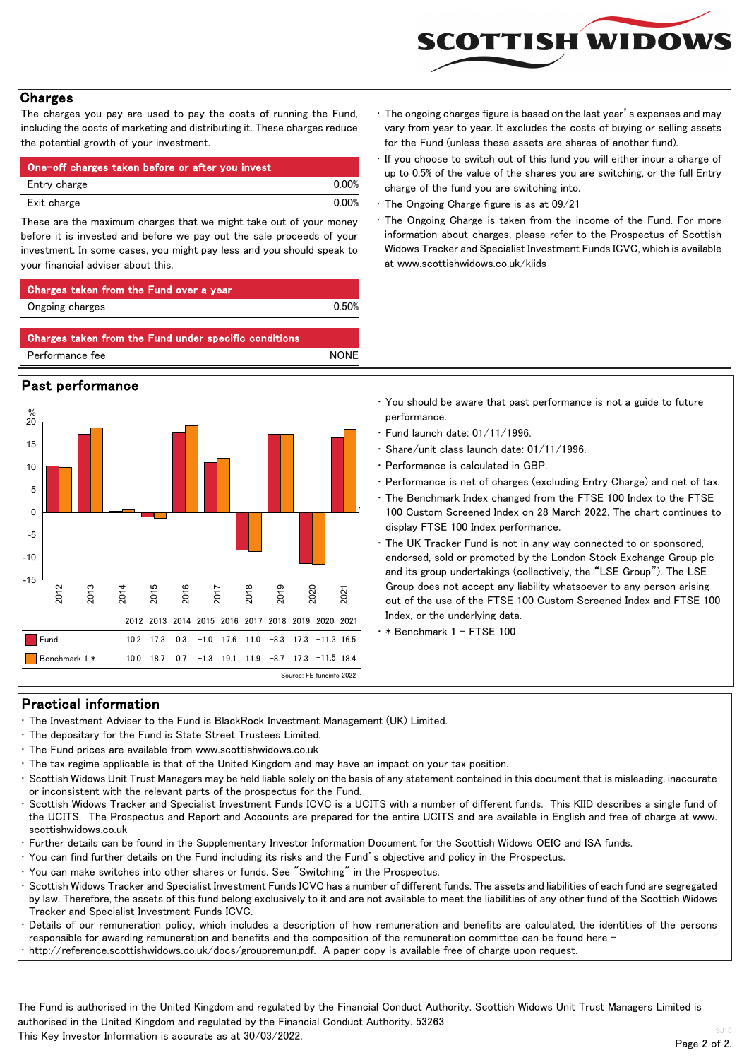## Charges

The charges you pay are used to pay the costs of running the Fund, including the costs of marketing and distributing it. These charges reduce the potential growth of your investment.

| One-off charges taken before or after you invest | |
|---|---|
| Entry charge | 0.00% |
| Exit charge | 0.00% |

These are the maximum charges that we might take out of your money before it is invested and before we pay out the sale proceeds of your investment. In some cases, you might pay less and you should speak to your financial adviser about this.

| Charges taken from the Fund over a year | |
|---|---|
| Ongoing charges | 0.50% |

| Charges taken from the Fund under specific conditions | |
|---|---|
| Performance fee | NONE |

- The ongoing charges figure is based on the last year's expenses and may vary from year to year. It excludes the costs of buying or selling assets for the Fund (unless these assets are shares of another fund).
- If you choose to switch out of this fund you will either incur a charge of up to 0.5% of the value of the shares you are switching, or the full Entry charge of the fund you are switching into.
- The Ongoing Charge figure is as at 09/21
- The Ongoing Charge is taken from the income of the Fund. For more information about charges, please refer to the Prospectus of Scottish Widows Tracker and Specialist Investment Funds ICVC, which is available at www.scottishwidows.co.uk/kiids

## Past performance

%
20
15
10
5
0
-5
-10
-15
2012 2013 2014 2015 2016 2017 2018 2019 2020 2021

| | 2012 | 2013 | 2014 | 2015 | 2016 | 2017 | 2018 | 2019 | 2020 | 2021 |
|---|---|---|---|---|---|---|---|---|---|---|
| Fund | 10.2 | 17.3 | 0.3 | −1.0 | 17.6 | 11.0 | −8.3 | 17.3 | −11.3 | 16.5 |
| Benchmark 1 * | 10.0 | 18.7 | 0.7 | −1.3 | 19.1 | 11.9 | −8.7 | 17.3 | −11.5 | 18.4 |

Source: FE fundinfo 2022

- You should be aware that past performance is not a guide to future performance.
- Fund launch date: 01/11/1996.
- Share/unit class launch date: 01/11/1996.
- Performance is calculated in GBP.
- Performance is net of charges (excluding Entry Charge) and net of tax.
- The Benchmark Index changed from the FTSE 100 Index to the FTSE 100 Custom Screened Index on 28 March 2022. The chart continues to display FTSE 100 Index performance.
- The UK Tracker Fund is not in any way connected to or sponsored, endorsed, sold or promoted by the London Stock Exchange Group plc and its group undertakings (collectively, the "LSE Group"). The LSE Group does not accept any liability whatsoever to any person arising out of the use of the FTSE 100 Custom Screened Index and FTSE 100 Index, or the underlying data.
- * Benchmark 1 - FTSE 100

## Practical information

- The Investment Adviser to the Fund is BlackRock Investment Management (UK) Limited.
- The depositary for the Fund is State Street Trustees Limited.
- The Fund prices are available from www.scottishwidows.co.uk
- The tax regime applicable is that of the United Kingdom and may have an impact on your tax position.
- Scottish Widows Unit Trust Managers may be held liable solely on the basis of any statement contained in this document that is misleading, inaccurate or inconsistent with the relevant parts of the prospectus for the Fund.
- Scottish Widows Tracker and Specialist Investment Funds ICVC is a UCITS with a number of different funds. This KIID describes a single fund of the UCITS. The Prospectus and Report and Accounts are prepared for the entire UCITS and are available in English and free of charge at www.scottishwidows.co.uk
- Further details can be found in the Supplementary Investor Information Document for the Scottish Widows OEIC and ISA funds.
- You can find further details on the Fund including its risks and the Fund's objective and policy in the Prospectus.
- You can make switches into other shares or funds. See "Switching" in the Prospectus.
- Scottish Widows Tracker and Specialist Investment Funds ICVC has a number of different funds. The assets and liabilities of each fund are segregated by law. Therefore, the assets of this fund belong exclusively to it and are not available to meet the liabilities of any other fund of the Scottish Widows Tracker and Specialist Investment Funds ICVC.
- Details of our remuneration policy, which includes a description of how remuneration and benefits are calculated, the identities of the persons responsible for awarding remuneration and benefits and the composition of the remuneration committee can be found here –
- http://reference.scottishwidows.co.uk/docs/groupremun.pdf. A paper copy is available free of charge upon request.

The Fund is authorised in the United Kingdom and regulated by the Financial Conduct Authority. Scottish Widows Unit Trust Managers Limited is authorised in the United Kingdom and regulated by the Financial Conduct Authority. 53263
This Key Investor Information is accurate as at 30/03/2022.